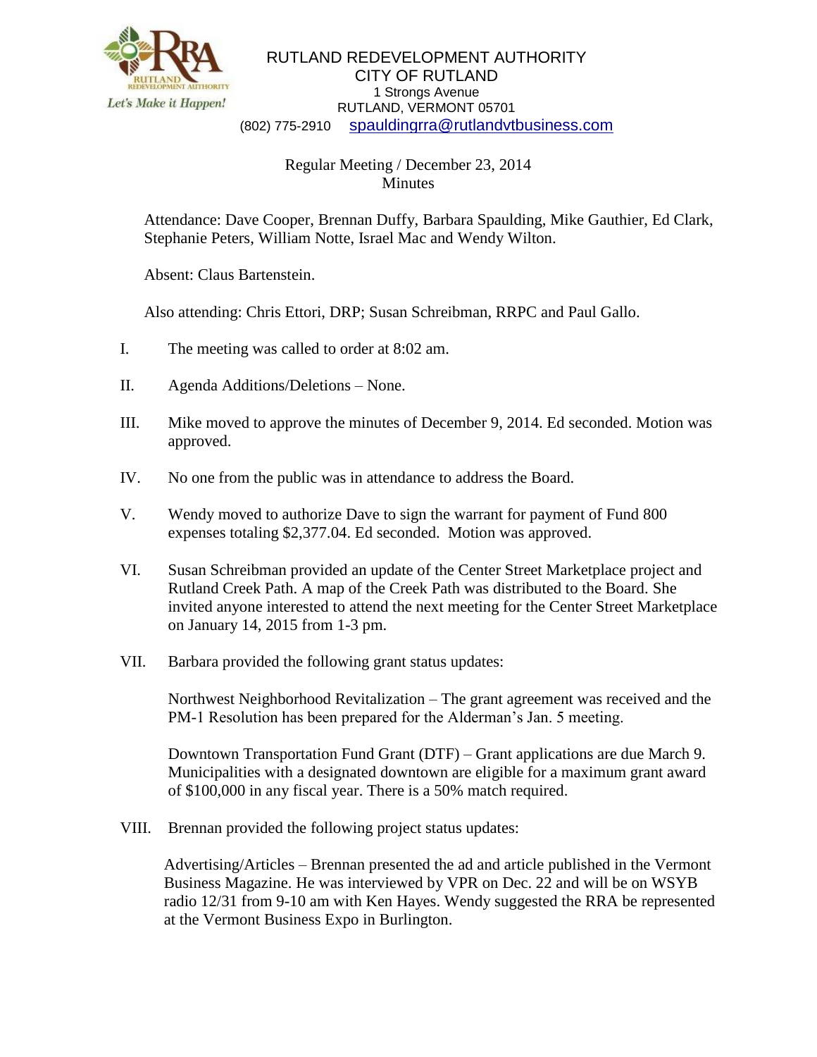RUTLAND REDEVELOPMENT AUTHORITY
CITY OF RUTLAND
1 Strongs Avenue
RUTLAND, VERMONT 05701
(802) 775-2910 spauldingrra@rutlandvtbusiness.com

Regular Meeting / December 23, 2014
Minutes

Attendance: Dave Cooper, Brennan Duffy, Barbara Spaulding, Mike Gauthier, Ed Clark, Stephanie Peters, William Notte, Israel Mac and Wendy Wilton.

Absent: Claus Bartenstein.

Also attending: Chris Ettori, DRP; Susan Schreibman, RRPC and Paul Gallo.

I. The meeting was called to order at 8:02 am.

II. Agenda Additions/Deletions – None.

III. Mike moved to approve the minutes of December 9, 2014. Ed seconded. Motion was approved.

IV. No one from the public was in attendance to address the Board.

V. Wendy moved to authorize Dave to sign the warrant for payment of Fund 800 expenses totaling $2,377.04. Ed seconded. Motion was approved.

VI. Susan Schreibman provided an update of the Center Street Marketplace project and Rutland Creek Path. A map of the Creek Path was distributed to the Board. She invited anyone interested to attend the next meeting for the Center Street Marketplace on January 14, 2015 from 1-3 pm.

VII. Barbara provided the following grant status updates:

Northwest Neighborhood Revitalization – The grant agreement was received and the PM-1 Resolution has been prepared for the Alderman's Jan. 5 meeting.

Downtown Transportation Fund Grant (DTF) – Grant applications are due March 9. Municipalities with a designated downtown are eligible for a maximum grant award of $100,000 in any fiscal year. There is a 50% match required.

VIII. Brennan provided the following project status updates:

Advertising/Articles – Brennan presented the ad and article published in the Vermont Business Magazine. He was interviewed by VPR on Dec. 22 and will be on WSYB radio 12/31 from 9-10 am with Ken Hayes. Wendy suggested the RRA be represented at the Vermont Business Expo in Burlington.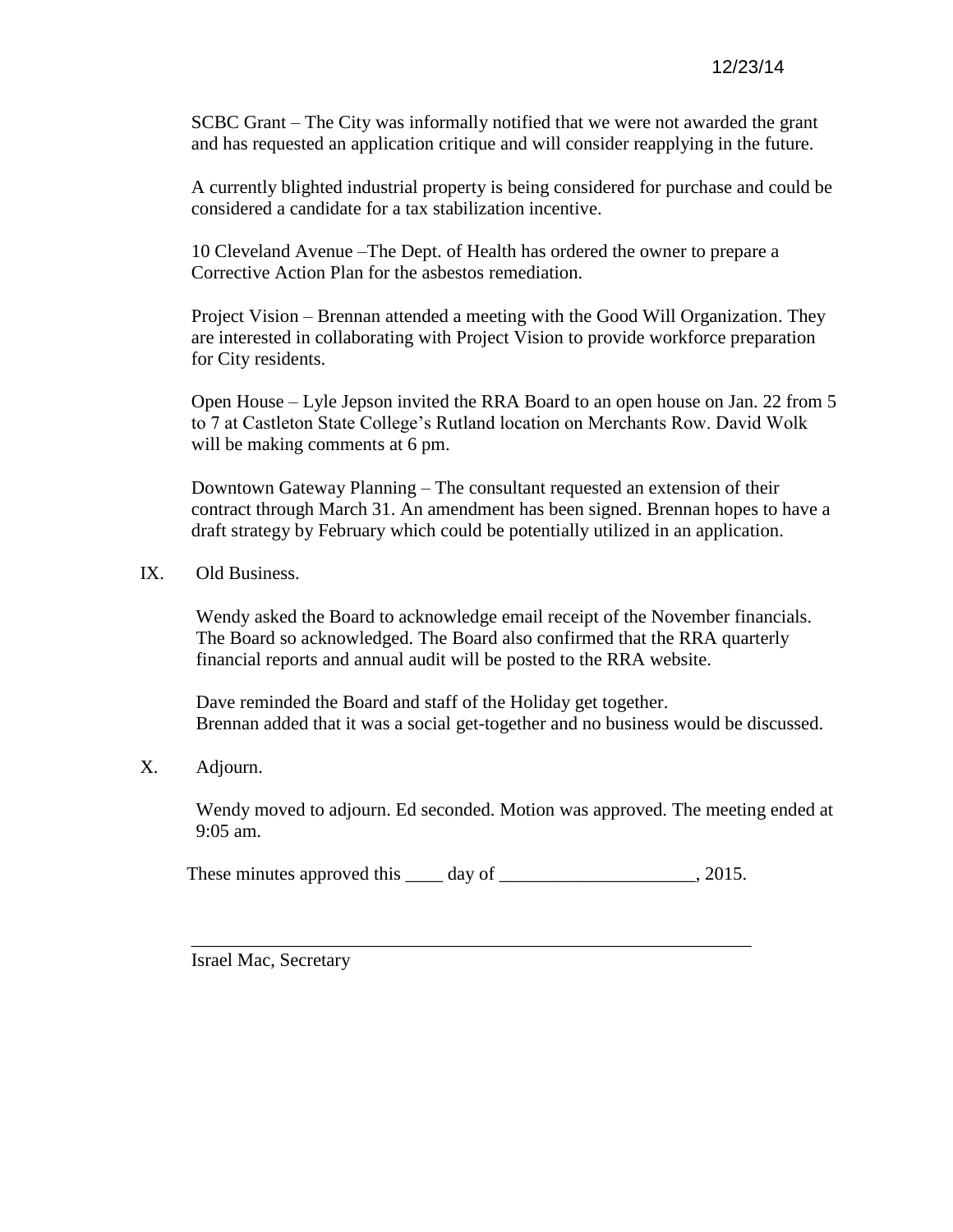SCBC Grant – The City was informally notified that we were not awarded the grant and has requested an application critique and will consider reapplying in the future.

A currently blighted industrial property is being considered for purchase and could be considered a candidate for a tax stabilization incentive.

10 Cleveland Avenue –The Dept. of Health has ordered the owner to prepare a Corrective Action Plan for the asbestos remediation.

Project Vision – Brennan attended a meeting with the Good Will Organization. They are interested in collaborating with Project Vision to provide workforce preparation for City residents.

Open House – Lyle Jepson invited the RRA Board to an open house on Jan. 22 from 5 to 7 at Castleton State College's Rutland location on Merchants Row. David Wolk will be making comments at 6 pm.

Downtown Gateway Planning – The consultant requested an extension of their contract through March 31. An amendment has been signed. Brennan hopes to have a draft strategy by February which could be potentially utilized in an application.

IX. Old Business.

Wendy asked the Board to acknowledge email receipt of the November financials. The Board so acknowledged. The Board also confirmed that the RRA quarterly financial reports and annual audit will be posted to the RRA website.

Dave reminded the Board and staff of the Holiday get together.
Brennan added that it was a social get-together and no business would be discussed.

X. Adjourn.

Wendy moved to adjourn. Ed seconded. Motion was approved. The meeting ended at 9:05 am.

These minutes approved this ____ day of _____________________, 2015.

_______________________________________________________________
Israel Mac, Secretary